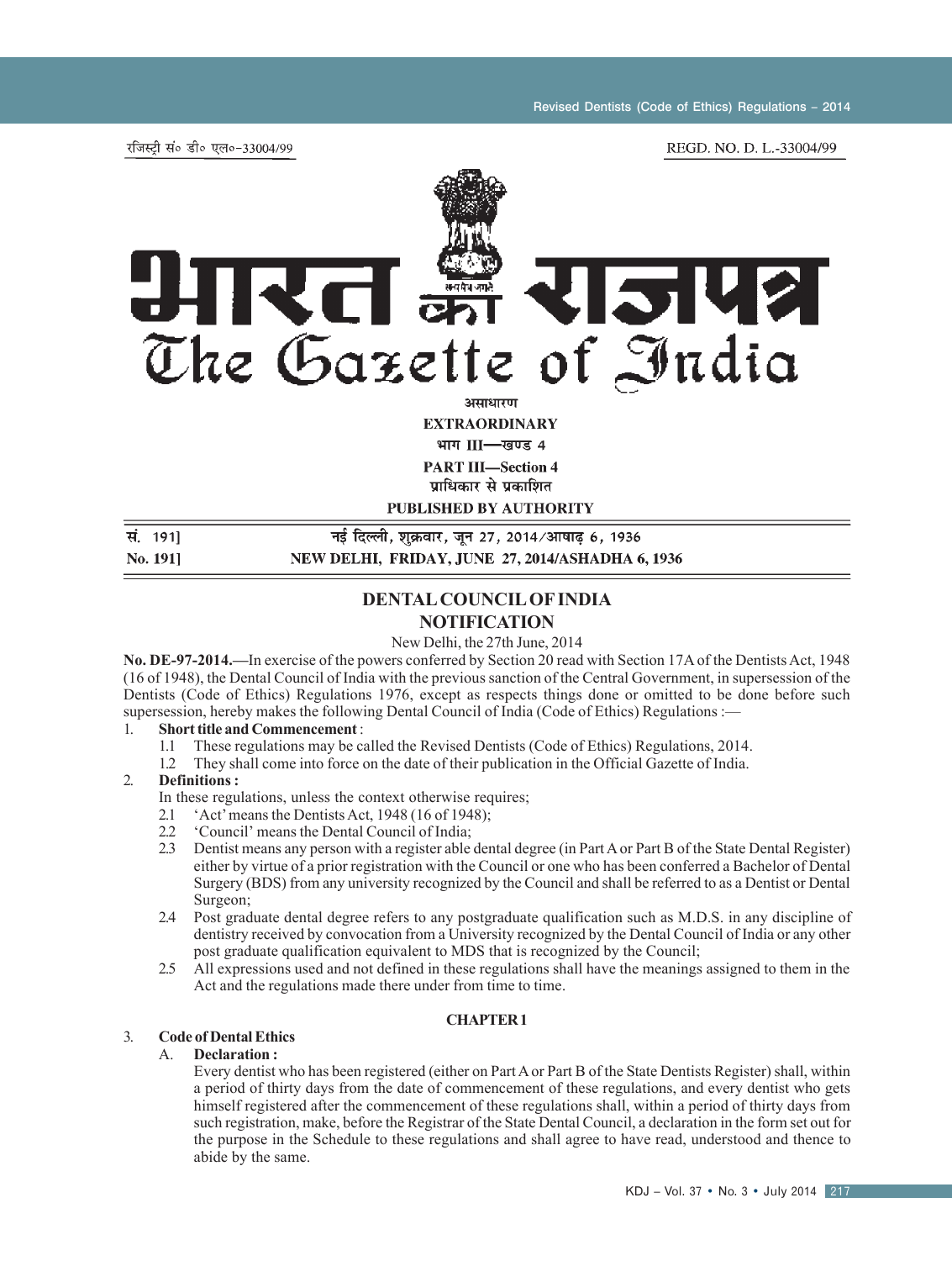रजिस्ट्री सं० डी० एल०-33004/99 REGD. NO. D. L.-33004/99

# भारत का राजपत्र
# The Gazette of India

असाधारण
**EXTRAORDINARY**
भाग III—खण्ड 4
**PART III—Section 4**
प्राधिकार से प्रकाशित
**PUBLISHED BY AUTHORITY**

सं. 191] नई दिल्ली, शुक्रवार, जून 27, 2014/आषाढ़ 6, 1936
No. 191] NEW DELHI, FRIDAY, JUNE 27, 2014/ASHADHA 6, 1936

## DENTAL COUNCIL OF INDIA
## NOTIFICATION

New Delhi, the 27th June, 2014

**No. DE-97-2014.**—In exercise of the powers conferred by Section 20 read with Section 17A of the Dentists Act, 1948 (16 of 1948), the Dental Council of India with the previous sanction of the Central Government, in supersession of the Dentists (Code of Ethics) Regulations 1976, except as respects things done or omitted to be done before such supersession, hereby makes the following Dental Council of India (Code of Ethics) Regulations :—

1. **Short title and Commencement** :
   - 1.1 These regulations may be called the Revised Dentists (Code of Ethics) Regulations, 2014.
   - 1.2 They shall come into force on the date of their publication in the Official Gazette of India.
2. **Definitions :**

   In these regulations, unless the context otherwise requires;
   - 2.1 'Act' means the Dentists Act, 1948 (16 of 1948);
   - 2.2 'Council' means the Dental Council of India;
   - 2.3 Dentist means any person with a register able dental degree (in Part A or Part B of the State Dental Register) either by virtue of a prior registration with the Council or one who has been conferred a Bachelor of Dental Surgery (BDS) from any university recognized by the Council and shall be referred to as a Dentist or Dental Surgeon;
   - 2.4 Post graduate dental degree refers to any postgraduate qualification such as M.D.S. in any discipline of dentistry received by convocation from a University recognized by the Dental Council of India or any other post graduate qualification equivalent to MDS that is recognized by the Council;
   - 2.5 All expressions used and not defined in these regulations shall have the meanings assigned to them in the Act and the regulations made there under from time to time.

### CHAPTER 1

3. **Code of Dental Ethics**

   A. **Declaration :**

   Every dentist who has been registered (either on Part A or Part B of the State Dentists Register) shall, within a period of thirty days from the date of commencement of these regulations, and every dentist who gets himself registered after the commencement of these regulations shall, within a period of thirty days from such registration, make, before the Registrar of the State Dental Council, a declaration in the form set out for the purpose in the Schedule to these regulations and shall agree to have read, understood and thence to abide by the same.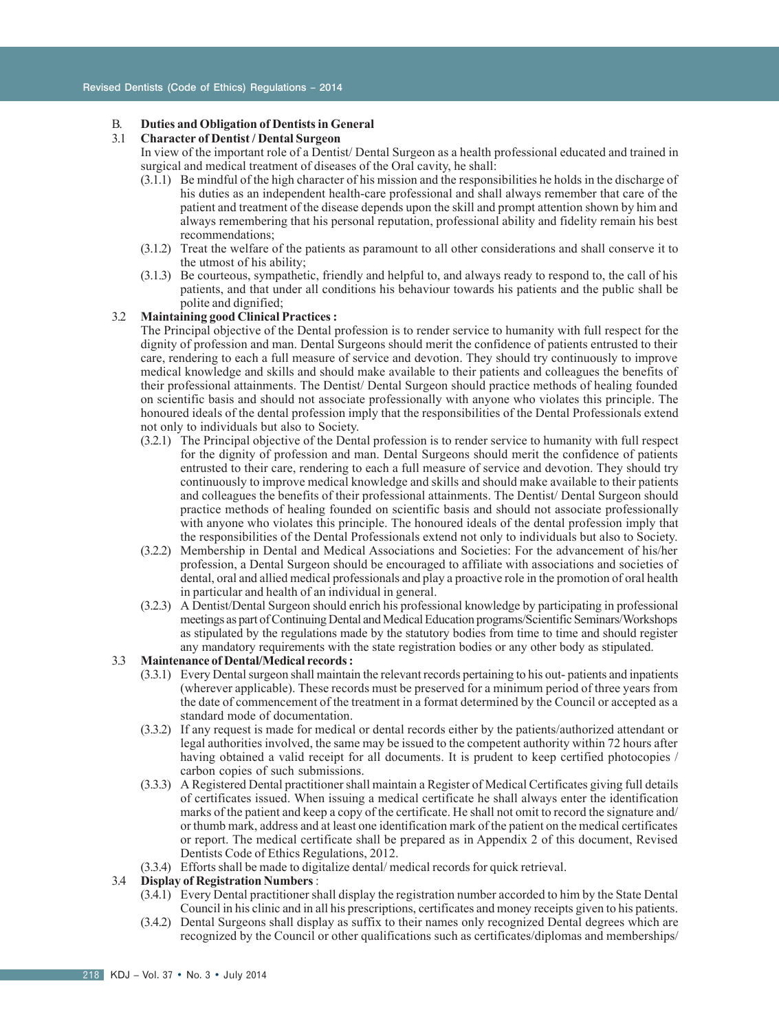## B. Duties and Obligation of Dentists in General

### 3.1 Character of Dentist / Dental Surgeon

In view of the important role of a Dentist/ Dental Surgeon as a health professional educated and trained in surgical and medical treatment of diseases of the Oral cavity, he shall:

- (3.1.1) Be mindful of the high character of his mission and the responsibilities he holds in the discharge of his duties as an independent health-care professional and shall always remember that care of the patient and treatment of the disease depends upon the skill and prompt attention shown by him and always remembering that his personal reputation, professional ability and fidelity remain his best recommendations;
- (3.1.2) Treat the welfare of the patients as paramount to all other considerations and shall conserve it to the utmost of his ability;
- (3.1.3) Be courteous, sympathetic, friendly and helpful to, and always ready to respond to, the call of his patients, and that under all conditions his behaviour towards his patients and the public shall be polite and dignified;

### 3.2 Maintaining good Clinical Practices :

The Principal objective of the Dental profession is to render service to humanity with full respect for the dignity of profession and man. Dental Surgeons should merit the confidence of patients entrusted to their care, rendering to each a full measure of service and devotion. They should try continuously to improve medical knowledge and skills and should make available to their patients and colleagues the benefits of their professional attainments. The Dentist/ Dental Surgeon should practice methods of healing founded on scientific basis and should not associate professionally with anyone who violates this principle. The honoured ideals of the dental profession imply that the responsibilities of the Dental Professionals extend not only to individuals but also to Society.

- (3.2.1) The Principal objective of the Dental profession is to render service to humanity with full respect for the dignity of profession and man. Dental Surgeons should merit the confidence of patients entrusted to their care, rendering to each a full measure of service and devotion. They should try continuously to improve medical knowledge and skills and should make available to their patients and colleagues the benefits of their professional attainments. The Dentist/ Dental Surgeon should practice methods of healing founded on scientific basis and should not associate professionally with anyone who violates this principle. The honoured ideals of the dental profession imply that the responsibilities of the Dental Professionals extend not only to individuals but also to Society.
- (3.2.2) Membership in Dental and Medical Associations and Societies: For the advancement of his/her profession, a Dental Surgeon should be encouraged to affiliate with associations and societies of dental, oral and allied medical professionals and play a proactive role in the promotion of oral health in particular and health of an individual in general.
- (3.2.3) A Dentist/Dental Surgeon should enrich his professional knowledge by participating in professional meetings as part of Continuing Dental and Medical Education programs/Scientific Seminars/Workshops as stipulated by the regulations made by the statutory bodies from time to time and should register any mandatory requirements with the state registration bodies or any other body as stipulated.

### 3.3 Maintenance of Dental/Medical records :

- (3.3.1) Every Dental surgeon shall maintain the relevant records pertaining to his out- patients and inpatients (wherever applicable). These records must be preserved for a minimum period of three years from the date of commencement of the treatment in a format determined by the Council or accepted as a standard mode of documentation.
- (3.3.2) If any request is made for medical or dental records either by the patients/authorized attendant or legal authorities involved, the same may be issued to the competent authority within 72 hours after having obtained a valid receipt for all documents. It is prudent to keep certified photocopies / carbon copies of such submissions.
- (3.3.3) A Registered Dental practitioner shall maintain a Register of Medical Certificates giving full details of certificates issued. When issuing a medical certificate he shall always enter the identification marks of the patient and keep a copy of the certificate. He shall not omit to record the signature and/ or thumb mark, address and at least one identification mark of the patient on the medical certificates or report. The medical certificate shall be prepared as in Appendix 2 of this document, Revised Dentists Code of Ethics Regulations, 2012.
- (3.3.4) Efforts shall be made to digitalize dental/ medical records for quick retrieval.

### 3.4 Display of Registration Numbers :

- (3.4.1) Every Dental practitioner shall display the registration number accorded to him by the State Dental Council in his clinic and in all his prescriptions, certificates and money receipts given to his patients.
- (3.4.2) Dental Surgeons shall display as suffix to their names only recognized Dental degrees which are recognized by the Council or other qualifications such as certificates/diplomas and memberships/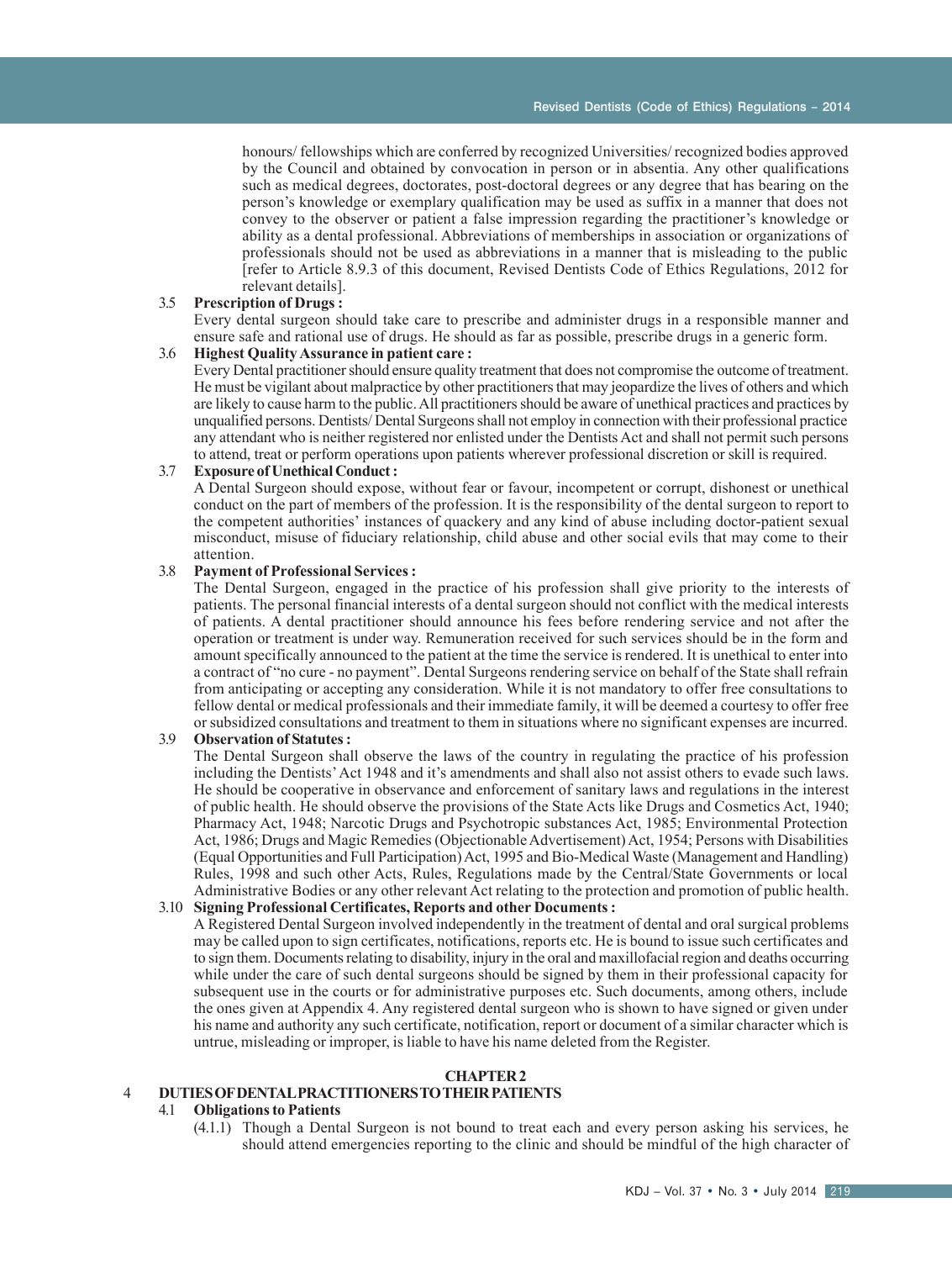honours/ fellowships which are conferred by recognized Universities/ recognized bodies approved by the Council and obtained by convocation in person or in absentia. Any other qualifications such as medical degrees, doctorates, post-doctoral degrees or any degree that has bearing on the person's knowledge or exemplary qualification may be used as suffix in a manner that does not convey to the observer or patient a false impression regarding the practitioner's knowledge or ability as a dental professional. Abbreviations of memberships in association or organizations of professionals should not be used as abbreviations in a manner that is misleading to the public [refer to Article 8.9.3 of this document, Revised Dentists Code of Ethics Regulations, 2012 for relevant details].

3.5 **Prescription of Drugs :**

Every dental surgeon should take care to prescribe and administer drugs in a responsible manner and ensure safe and rational use of drugs. He should as far as possible, prescribe drugs in a generic form.

3.6 **Highest Quality Assurance in patient care :**

Every Dental practitioner should ensure quality treatment that does not compromise the outcome of treatment. He must be vigilant about malpractice by other practitioners that may jeopardize the lives of others and which are likely to cause harm to the public. All practitioners should be aware of unethical practices and practices by unqualified persons. Dentists/ Dental Surgeons shall not employ in connection with their professional practice any attendant who is neither registered nor enlisted under the Dentists Act and shall not permit such persons to attend, treat or perform operations upon patients wherever professional discretion or skill is required.

3.7 **Exposure of Unethical Conduct :**

A Dental Surgeon should expose, without fear or favour, incompetent or corrupt, dishonest or unethical conduct on the part of members of the profession. It is the responsibility of the dental surgeon to report to the competent authorities' instances of quackery and any kind of abuse including doctor-patient sexual misconduct, misuse of fiduciary relationship, child abuse and other social evils that may come to their attention.

3.8 **Payment of Professional Services :**

The Dental Surgeon, engaged in the practice of his profession shall give priority to the interests of patients. The personal financial interests of a dental surgeon should not conflict with the medical interests of patients. A dental practitioner should announce his fees before rendering service and not after the operation or treatment is under way. Remuneration received for such services should be in the form and amount specifically announced to the patient at the time the service is rendered. It is unethical to enter into a contract of "no cure - no payment". Dental Surgeons rendering service on behalf of the State shall refrain from anticipating or accepting any consideration. While it is not mandatory to offer free consultations to fellow dental or medical professionals and their immediate family, it will be deemed a courtesy to offer free or subsidized consultations and treatment to them in situations where no significant expenses are incurred.

3.9 **Observation of Statutes :**

The Dental Surgeon shall observe the laws of the country in regulating the practice of his profession including the Dentists' Act 1948 and it's amendments and shall also not assist others to evade such laws. He should be cooperative in observance and enforcement of sanitary laws and regulations in the interest of public health. He should observe the provisions of the State Acts like Drugs and Cosmetics Act, 1940; Pharmacy Act, 1948; Narcotic Drugs and Psychotropic substances Act, 1985; Environmental Protection Act, 1986; Drugs and Magic Remedies (Objectionable Advertisement) Act, 1954; Persons with Disabilities (Equal Opportunities and Full Participation) Act, 1995 and Bio-Medical Waste (Management and Handling) Rules, 1998 and such other Acts, Rules, Regulations made by the Central/State Governments or local Administrative Bodies or any other relevant Act relating to the protection and promotion of public health.

3.10 **Signing Professional Certificates, Reports and other Documents :**

A Registered Dental Surgeon involved independently in the treatment of dental and oral surgical problems may be called upon to sign certificates, notifications, reports etc. He is bound to issue such certificates and to sign them. Documents relating to disability, injury in the oral and maxillofacial region and deaths occurring while under the care of such dental surgeons should be signed by them in their professional capacity for subsequent use in the courts or for administrative purposes etc. Such documents, among others, include the ones given at Appendix 4. Any registered dental surgeon who is shown to have signed or given under his name and authority any such certificate, notification, report or document of a similar character which is untrue, misleading or improper, is liable to have his name deleted from the Register.

## CHAPTER 2

## 4 DUTIES OF DENTAL PRACTITIONERS TO THEIR PATIENTS

### 4.1 Obligations to Patients

(4.1.1) Though a Dental Surgeon is not bound to treat each and every person asking his services, he should attend emergencies reporting to the clinic and should be mindful of the high character of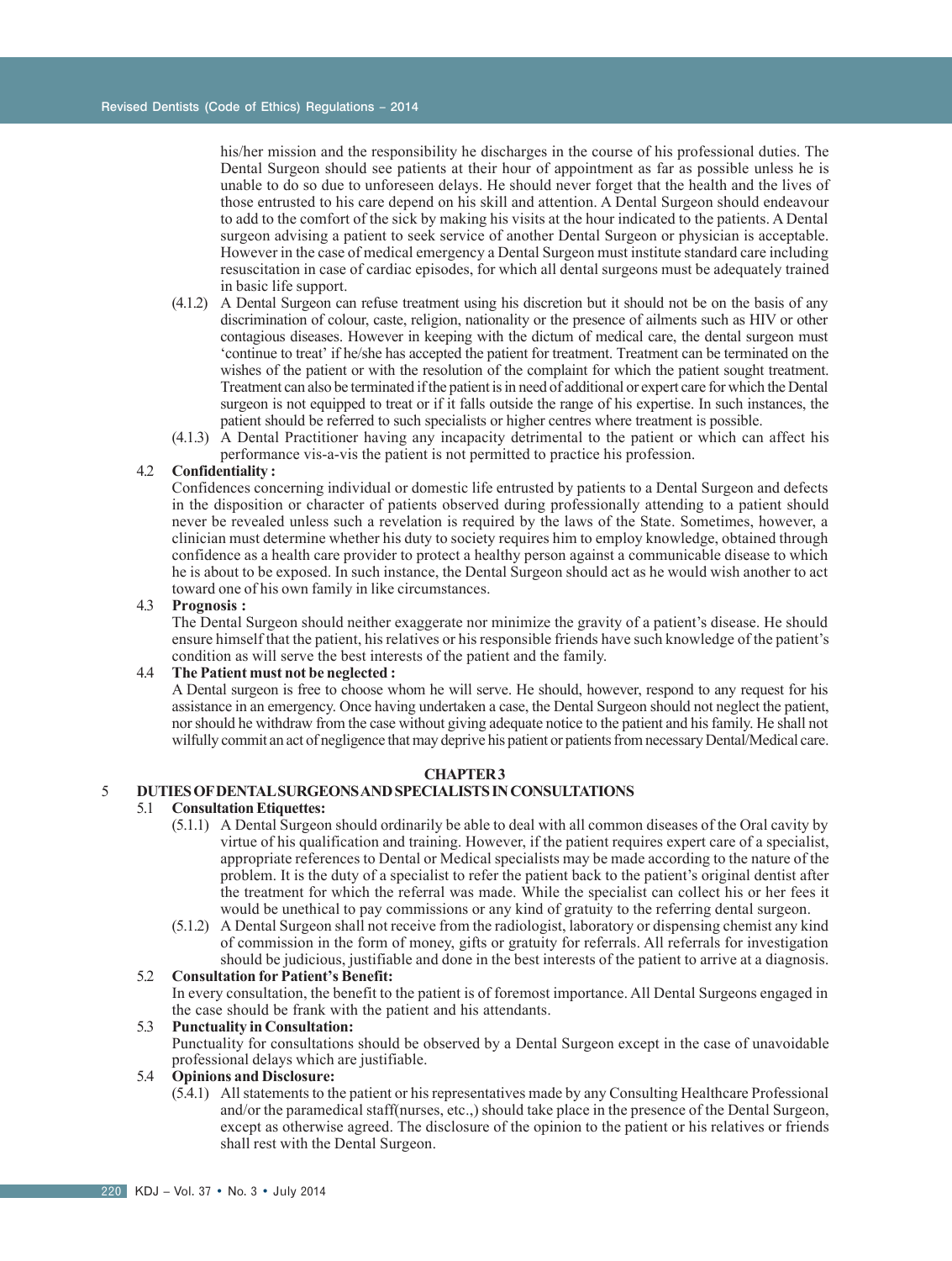his/her mission and the responsibility he discharges in the course of his professional duties. The Dental Surgeon should see patients at their hour of appointment as far as possible unless he is unable to do so due to unforeseen delays. He should never forget that the health and the lives of those entrusted to his care depend on his skill and attention. A Dental Surgeon should endeavour to add to the comfort of the sick by making his visits at the hour indicated to the patients. A Dental surgeon advising a patient to seek service of another Dental Surgeon or physician is acceptable. However in the case of medical emergency a Dental Surgeon must institute standard care including resuscitation in case of cardiac episodes, for which all dental surgeons must be adequately trained in basic life support.

(4.1.2) A Dental Surgeon can refuse treatment using his discretion but it should not be on the basis of any discrimination of colour, caste, religion, nationality or the presence of ailments such as HIV or other contagious diseases. However in keeping with the dictum of medical care, the dental surgeon must 'continue to treat' if he/she has accepted the patient for treatment. Treatment can be terminated on the wishes of the patient or with the resolution of the complaint for which the patient sought treatment. Treatment can also be terminated if the patient is in need of additional or expert care for which the Dental surgeon is not equipped to treat or if it falls outside the range of his expertise. In such instances, the patient should be referred to such specialists or higher centres where treatment is possible.

(4.1.3) A Dental Practitioner having any incapacity detrimental to the patient or which can affect his performance vis-a-vis the patient is not permitted to practice his profession.

4.2 **Confidentiality :**

Confidences concerning individual or domestic life entrusted by patients to a Dental Surgeon and defects in the disposition or character of patients observed during professionally attending to a patient should never be revealed unless such a revelation is required by the laws of the State. Sometimes, however, a clinician must determine whether his duty to society requires him to employ knowledge, obtained through confidence as a health care provider to protect a healthy person against a communicable disease to which he is about to be exposed. In such instance, the Dental Surgeon should act as he would wish another to act toward one of his own family in like circumstances.

4.3 **Prognosis :**

The Dental Surgeon should neither exaggerate nor minimize the gravity of a patient's disease. He should ensure himself that the patient, his relatives or his responsible friends have such knowledge of the patient's condition as will serve the best interests of the patient and the family.

4.4 **The Patient must not be neglected :**

A Dental surgeon is free to choose whom he will serve. He should, however, respond to any request for his assistance in an emergency. Once having undertaken a case, the Dental Surgeon should not neglect the patient, nor should he withdraw from the case without giving adequate notice to the patient and his family. He shall not wilfully commit an act of negligence that may deprive his patient or patients from necessary Dental/Medical care.

## CHAPTER 3

## 5 DUTIES OF DENTAL SURGEONS AND SPECIALISTS IN CONSULTATIONS

5.1 **Consultation Etiquettes:**

(5.1.1) A Dental Surgeon should ordinarily be able to deal with all common diseases of the Oral cavity by virtue of his qualification and training. However, if the patient requires expert care of a specialist, appropriate references to Dental or Medical specialists may be made according to the nature of the problem. It is the duty of a specialist to refer the patient back to the patient's original dentist after the treatment for which the referral was made. While the specialist can collect his or her fees it would be unethical to pay commissions or any kind of gratuity to the referring dental surgeon.

(5.1.2) A Dental Surgeon shall not receive from the radiologist, laboratory or dispensing chemist any kind of commission in the form of money, gifts or gratuity for referrals. All referrals for investigation should be judicious, justifiable and done in the best interests of the patient to arrive at a diagnosis.

5.2 **Consultation for Patient's Benefit:**

In every consultation, the benefit to the patient is of foremost importance. All Dental Surgeons engaged in the case should be frank with the patient and his attendants.

5.3 **Punctuality in Consultation:**

Punctuality for consultations should be observed by a Dental Surgeon except in the case of unavoidable professional delays which are justifiable.

5.4 **Opinions and Disclosure:**

(5.4.1) All statements to the patient or his representatives made by any Consulting Healthcare Professional and/or the paramedical staff(nurses, etc.,) should take place in the presence of the Dental Surgeon, except as otherwise agreed. The disclosure of the opinion to the patient or his relatives or friends shall rest with the Dental Surgeon.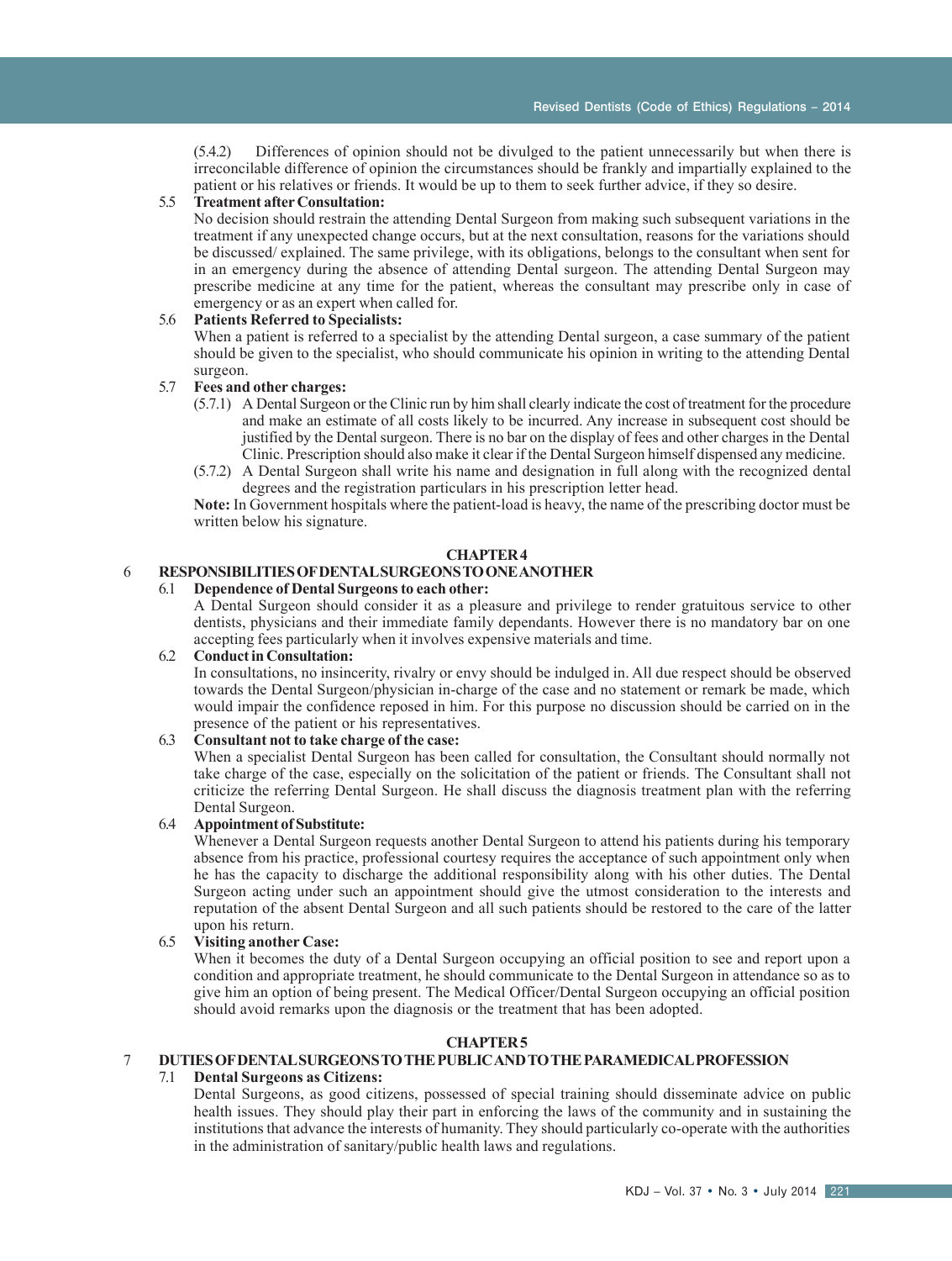(5.4.2) Differences of opinion should not be divulged to the patient unnecessarily but when there is irreconcilable difference of opinion the circumstances should be frankly and impartially explained to the patient or his relatives or friends. It would be up to them to seek further advice, if they so desire.

5.5 **Treatment after Consultation:**

No decision should restrain the attending Dental Surgeon from making such subsequent variations in the treatment if any unexpected change occurs, but at the next consultation, reasons for the variations should be discussed/ explained. The same privilege, with its obligations, belongs to the consultant when sent for in an emergency during the absence of attending Dental surgeon. The attending Dental Surgeon may prescribe medicine at any time for the patient, whereas the consultant may prescribe only in case of emergency or as an expert when called for.

5.6 **Patients Referred to Specialists:**

When a patient is referred to a specialist by the attending Dental surgeon, a case summary of the patient should be given to the specialist, who should communicate his opinion in writing to the attending Dental surgeon.

5.7 **Fees and other charges:**

(5.7.1) A Dental Surgeon or the Clinic run by him shall clearly indicate the cost of treatment for the procedure and make an estimate of all costs likely to be incurred. Any increase in subsequent cost should be justified by the Dental surgeon. There is no bar on the display of fees and other charges in the Dental Clinic. Prescription should also make it clear if the Dental Surgeon himself dispensed any medicine.

(5.7.2) A Dental Surgeon shall write his name and designation in full along with the recognized dental degrees and the registration particulars in his prescription letter head.

**Note:** In Government hospitals where the patient-load is heavy, the name of the prescribing doctor must be written below his signature.

## CHAPTER 4

## 6 RESPONSIBILITIES OF DENTAL SURGEONS TO ONE ANOTHER

6.1 **Dependence of Dental Surgeons to each other:**

A Dental Surgeon should consider it as a pleasure and privilege to render gratuitous service to other dentists, physicians and their immediate family dependants. However there is no mandatory bar on one accepting fees particularly when it involves expensive materials and time.

6.2 **Conduct in Consultation:**

In consultations, no insincerity, rivalry or envy should be indulged in. All due respect should be observed towards the Dental Surgeon/physician in-charge of the case and no statement or remark be made, which would impair the confidence reposed in him. For this purpose no discussion should be carried on in the presence of the patient or his representatives.

6.3 **Consultant not to take charge of the case:**

When a specialist Dental Surgeon has been called for consultation, the Consultant should normally not take charge of the case, especially on the solicitation of the patient or friends. The Consultant shall not criticize the referring Dental Surgeon. He shall discuss the diagnosis treatment plan with the referring Dental Surgeon.

6.4 **Appointment of Substitute:**

Whenever a Dental Surgeon requests another Dental Surgeon to attend his patients during his temporary absence from his practice, professional courtesy requires the acceptance of such appointment only when he has the capacity to discharge the additional responsibility along with his other duties. The Dental Surgeon acting under such an appointment should give the utmost consideration to the interests and reputation of the absent Dental Surgeon and all such patients should be restored to the care of the latter upon his return.

6.5 **Visiting another Case:**

When it becomes the duty of a Dental Surgeon occupying an official position to see and report upon a condition and appropriate treatment, he should communicate to the Dental Surgeon in attendance so as to give him an option of being present. The Medical Officer/Dental Surgeon occupying an official position should avoid remarks upon the diagnosis or the treatment that has been adopted.

## CHAPTER 5

## 7 DUTIES OF DENTAL SURGEONS TO THE PUBLIC AND TO THE PARAMEDICAL PROFESSION

7.1 **Dental Surgeons as Citizens:**

Dental Surgeons, as good citizens, possessed of special training should disseminate advice on public health issues. They should play their part in enforcing the laws of the community and in sustaining the institutions that advance the interests of humanity. They should particularly co-operate with the authorities in the administration of sanitary/public health laws and regulations.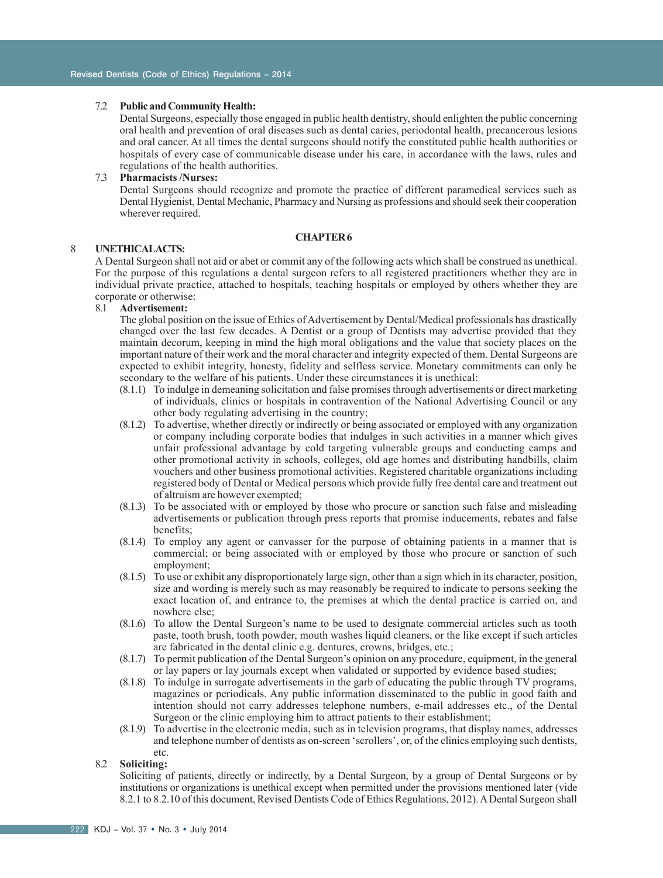7.2 **Public and Community Health:**

Dental Surgeons, especially those engaged in public health dentistry, should enlighten the public concerning oral health and prevention of oral diseases such as dental caries, periodontal health, precancerous lesions and oral cancer. At all times the dental surgeons should notify the constituted public health authorities or hospitals of every case of communicable disease under his care, in accordance with the laws, rules and regulations of the health authorities.

7.3 **Pharmacists /Nurses:**

Dental Surgeons should recognize and promote the practice of different paramedical services such as Dental Hygienist, Dental Mechanic, Pharmacy and Nursing as professions and should seek their cooperation wherever required.

## CHAPTER 6

8 **UNETHICAL ACTS:**

A Dental Surgeon shall not aid or abet or commit any of the following acts which shall be construed as unethical. For the purpose of this regulations a dental surgeon refers to all registered practitioners whether they are in individual private practice, attached to hospitals, teaching hospitals or employed by others whether they are corporate or otherwise:

8.1 **Advertisement:**

The global position on the issue of Ethics of Advertisement by Dental/Medical professionals has drastically changed over the last few decades. A Dentist or a group of Dentists may advertise provided that they maintain decorum, keeping in mind the high moral obligations and the value that society places on the important nature of their work and the moral character and integrity expected of them. Dental Surgeons are expected to exhibit integrity, honesty, fidelity and selfless service. Monetary commitments can only be secondary to the welfare of his patients. Under these circumstances it is unethical:

- (8.1.1) To indulge in demeaning solicitation and false promises through advertisements or direct marketing of individuals, clinics or hospitals in contravention of the National Advertising Council or any other body regulating advertising in the country;
- (8.1.2) To advertise, whether directly or indirectly or being associated or employed with any organization or company including corporate bodies that indulges in such activities in a manner which gives unfair professional advantage by cold targeting vulnerable groups and conducting camps and other promotional activity in schools, colleges, old age homes and distributing handbills, claim vouchers and other business promotional activities. Registered charitable organizations including registered body of Dental or Medical persons which provide fully free dental care and treatment out of altruism are however exempted;
- (8.1.3) To be associated with or employed by those who procure or sanction such false and misleading advertisements or publication through press reports that promise inducements, rebates and false benefits;
- (8.1.4) To employ any agent or canvasser for the purpose of obtaining patients in a manner that is commercial; or being associated with or employed by those who procure or sanction of such employment;
- (8.1.5) To use or exhibit any disproportionately large sign, other than a sign which in its character, position, size and wording is merely such as may reasonably be required to indicate to persons seeking the exact location of, and entrance to, the premises at which the dental practice is carried on, and nowhere else;
- (8.1.6) To allow the Dental Surgeon's name to be used to designate commercial articles such as tooth paste, tooth brush, tooth powder, mouth washes liquid cleaners, or the like except if such articles are fabricated in the dental clinic e.g. dentures, crowns, bridges, etc.;
- (8.1.7) To permit publication of the Dental Surgeon's opinion on any procedure, equipment, in the general or lay papers or lay journals except when validated or supported by evidence based studies;
- (8.1.8) To indulge in surrogate advertisements in the garb of educating the public through TV programs, magazines or periodicals. Any public information disseminated to the public in good faith and intention should not carry addresses telephone numbers, e-mail addresses etc., of the Dental Surgeon or the clinic employing him to attract patients to their establishment;
- (8.1.9) To advertise in the electronic media, such as in television programs, that display names, addresses and telephone number of dentists as on-screen 'scrollers', or, of the clinics employing such dentists, etc.

8.2 **Soliciting:**

Soliciting of patients, directly or indirectly, by a Dental Surgeon, by a group of Dental Surgeons or by institutions or organizations is unethical except when permitted under the provisions mentioned later (vide 8.2.1 to 8.2.10 of this document, Revised Dentists Code of Ethics Regulations, 2012). A Dental Surgeon shall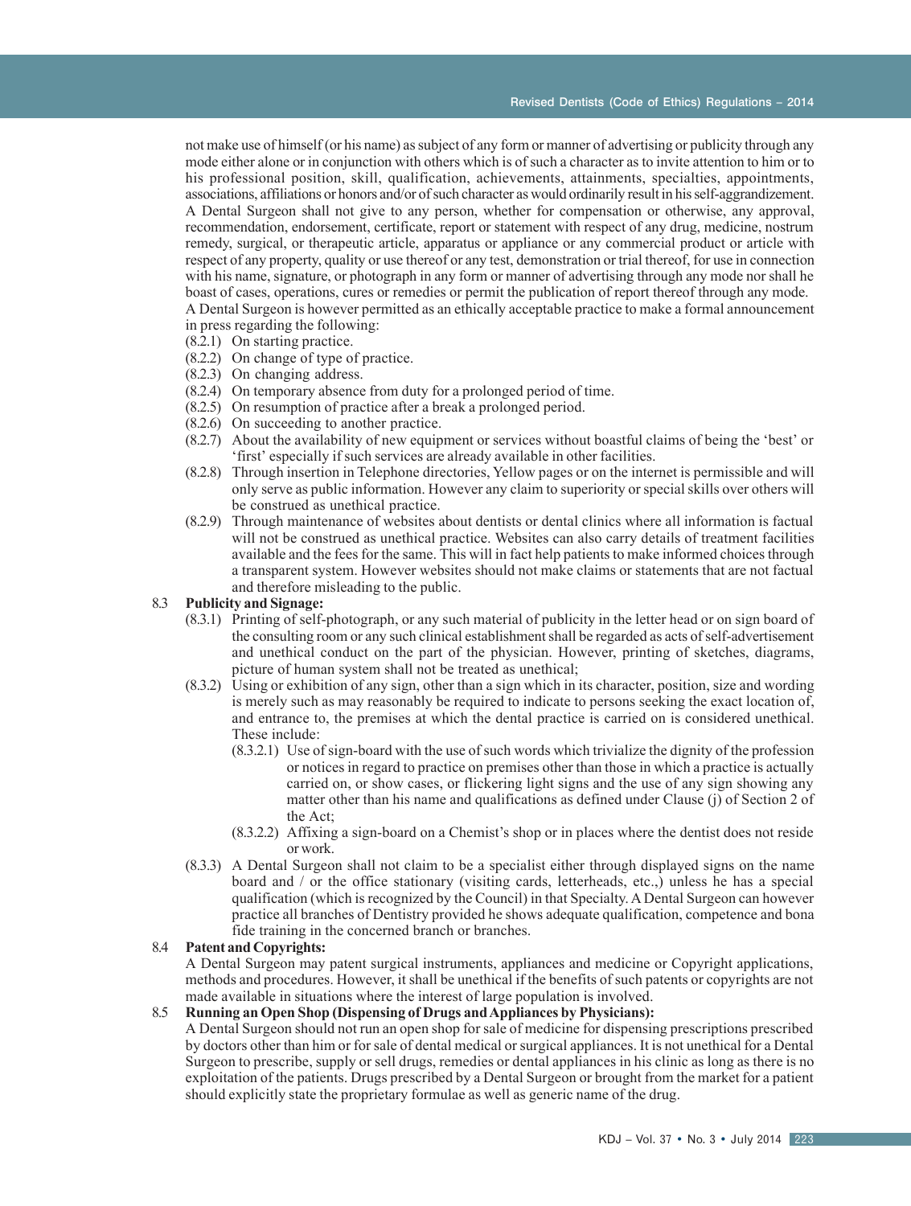not make use of himself (or his name) as subject of any form or manner of advertising or publicity through any mode either alone or in conjunction with others which is of such a character as to invite attention to him or to his professional position, skill, qualification, achievements, attainments, specialties, appointments, associations, affiliations or honors and/or of such character as would ordinarily result in his self-aggrandizement. A Dental Surgeon shall not give to any person, whether for compensation or otherwise, any approval, recommendation, endorsement, certificate, report or statement with respect of any drug, medicine, nostrum remedy, surgical, or therapeutic article, apparatus or appliance or any commercial product or article with respect of any property, quality or use thereof or any test, demonstration or trial thereof, for use in connection with his name, signature, or photograph in any form or manner of advertising through any mode nor shall he boast of cases, operations, cures or remedies or permit the publication of report thereof through any mode. A Dental Surgeon is however permitted as an ethically acceptable practice to make a formal announcement in press regarding the following:

(8.2.1) On starting practice.

(8.2.2) On change of type of practice.

(8.2.3) On changing address.

(8.2.4) On temporary absence from duty for a prolonged period of time.

(8.2.5) On resumption of practice after a break a prolonged period.

(8.2.6) On succeeding to another practice.

(8.2.7) About the availability of new equipment or services without boastful claims of being the 'best' or 'first' especially if such services are already available in other facilities.

(8.2.8) Through insertion in Telephone directories, Yellow pages or on the internet is permissible and will only serve as public information. However any claim to superiority or special skills over others will be construed as unethical practice.

(8.2.9) Through maintenance of websites about dentists or dental clinics where all information is factual will not be construed as unethical practice. Websites can also carry details of treatment facilities available and the fees for the same. This will in fact help patients to make informed choices through a transparent system. However websites should not make claims or statements that are not factual and therefore misleading to the public.

8.3 **Publicity and Signage:**

(8.3.1) Printing of self-photograph, or any such material of publicity in the letter head or on sign board of the consulting room or any such clinical establishment shall be regarded as acts of self-advertisement and unethical conduct on the part of the physician. However, printing of sketches, diagrams, picture of human system shall not be treated as unethical;

(8.3.2) Using or exhibition of any sign, other than a sign which in its character, position, size and wording is merely such as may reasonably be required to indicate to persons seeking the exact location of, and entrance to, the premises at which the dental practice is carried on is considered unethical. These include:

(8.3.2.1) Use of sign-board with the use of such words which trivialize the dignity of the profession or notices in regard to practice on premises other than those in which a practice is actually carried on, or show cases, or flickering light signs and the use of any sign showing any matter other than his name and qualifications as defined under Clause (j) of Section 2 of the Act;

(8.3.2.2) Affixing a sign-board on a Chemist's shop or in places where the dentist does not reside or work.

(8.3.3) A Dental Surgeon shall not claim to be a specialist either through displayed signs on the name board and / or the office stationary (visiting cards, letterheads, etc.,) unless he has a special qualification (which is recognized by the Council) in that Specialty. A Dental Surgeon can however practice all branches of Dentistry provided he shows adequate qualification, competence and bona fide training in the concerned branch or branches.

8.4 **Patent and Copyrights:**

A Dental Surgeon may patent surgical instruments, appliances and medicine or Copyright applications, methods and procedures. However, it shall be unethical if the benefits of such patents or copyrights are not made available in situations where the interest of large population is involved.

8.5 **Running an Open Shop (Dispensing of Drugs and Appliances by Physicians):**

A Dental Surgeon should not run an open shop for sale of medicine for dispensing prescriptions prescribed by doctors other than him or for sale of dental medical or surgical appliances. It is not unethical for a Dental Surgeon to prescribe, supply or sell drugs, remedies or dental appliances in his clinic as long as there is no exploitation of the patients. Drugs prescribed by a Dental Surgeon or brought from the market for a patient should explicitly state the proprietary formulae as well as generic name of the drug.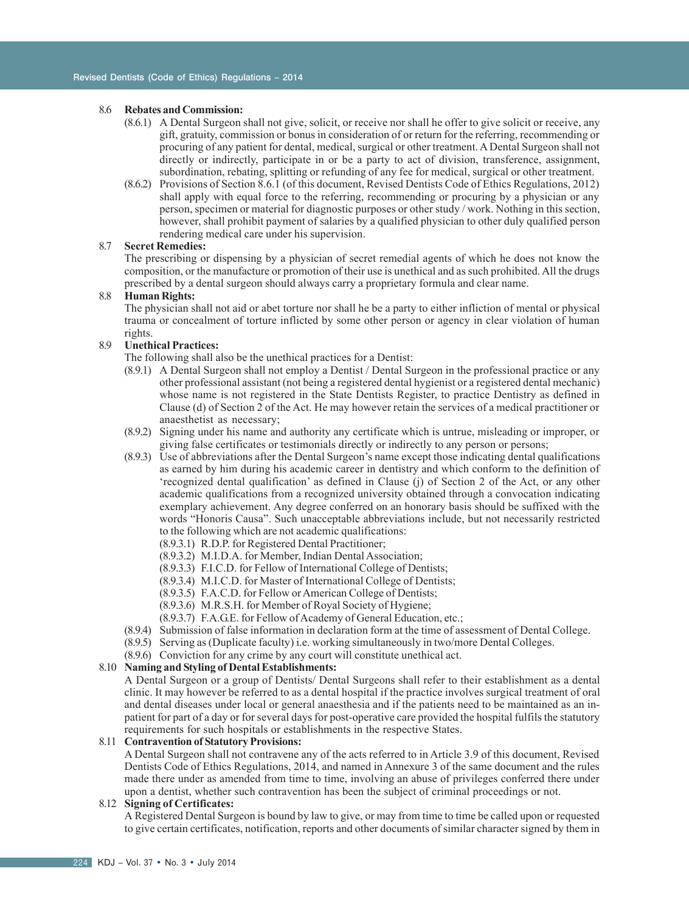8.6 **Rebates and Commission:**

(8.6.1) A Dental Surgeon shall not give, solicit, or receive nor shall he offer to give solicit or receive, any gift, gratuity, commission or bonus in consideration of or return for the referring, recommending or procuring of any patient for dental, medical, surgical or other treatment. A Dental Surgeon shall not directly or indirectly, participate in or be a party to act of division, transference, assignment, subordination, rebating, splitting or refunding of any fee for medical, surgical or other treatment.

(8.6.2) Provisions of Section 8.6.1 (of this document, Revised Dentists Code of Ethics Regulations, 2012) shall apply with equal force to the referring, recommending or procuring by a physician or any person, specimen or material for diagnostic purposes or other study / work. Nothing in this section, however, shall prohibit payment of salaries by a qualified physician to other duly qualified person rendering medical care under his supervision.

8.7 **Secret Remedies:**

The prescribing or dispensing by a physician of secret remedial agents of which he does not know the composition, or the manufacture or promotion of their use is unethical and as such prohibited. All the drugs prescribed by a dental surgeon should always carry a proprietary formula and clear name.

8.8 **Human Rights:**

The physician shall not aid or abet torture nor shall he be a party to either infliction of mental or physical trauma or concealment of torture inflicted by some other person or agency in clear violation of human rights.

8.9 **Unethical Practices:**

The following shall also be the unethical practices for a Dentist:

(8.9.1) A Dental Surgeon shall not employ a Dentist / Dental Surgeon in the professional practice or any other professional assistant (not being a registered dental hygienist or a registered dental mechanic) whose name is not registered in the State Dentists Register, to practice Dentistry as defined in Clause (d) of Section 2 of the Act. He may however retain the services of a medical practitioner or anaesthetist as necessary;

(8.9.2) Signing under his name and authority any certificate which is untrue, misleading or improper, or giving false certificates or testimonials directly or indirectly to any person or persons;

(8.9.3) Use of abbreviations after the Dental Surgeon's name except those indicating dental qualifications as earned by him during his academic career in dentistry and which conform to the definition of 'recognized dental qualification' as defined in Clause (j) of Section 2 of the Act, or any other academic qualifications from a recognized university obtained through a convocation indicating exemplary achievement. Any degree conferred on an honorary basis should be suffixed with the words "Honoris Causa". Such unacceptable abbreviations include, but not necessarily restricted to the following which are not academic qualifications:

- (8.9.3.1) R.D.P. for Registered Dental Practitioner;
- (8.9.3.2) M.I.D.A. for Member, Indian Dental Association;
- (8.9.3.3) F.I.C.D. for Fellow of International College of Dentists;
- (8.9.3.4) M.I.C.D. for Master of International College of Dentists;
- (8.9.3.5) F.A.C.D. for Fellow or American College of Dentists;
- (8.9.3.6) M.R.S.H. for Member of Royal Society of Hygiene;
- (8.9.3.7) F.A.G.E. for Fellow of Academy of General Education, etc.;

(8.9.4) Submission of false information in declaration form at the time of assessment of Dental College.

(8.9.5) Serving as (Duplicate faculty) i.e. working simultaneously in two/more Dental Colleges.

(8.9.6) Conviction for any crime by any court will constitute unethical act.

8.10 **Naming and Styling of Dental Establishments:**

A Dental Surgeon or a group of Dentists/ Dental Surgeons shall refer to their establishment as a dental clinic. It may however be referred to as a dental hospital if the practice involves surgical treatment of oral and dental diseases under local or general anaesthesia and if the patients need to be maintained as an in-patient for part of a day or for several days for post-operative care provided the hospital fulfils the statutory requirements for such hospitals or establishments in the respective States.

8.11 **Contravention of Statutory Provisions:**

A Dental Surgeon shall not contravene any of the acts referred to in Article 3.9 of this document, Revised Dentists Code of Ethics Regulations, 2014, and named in Annexure 3 of the same document and the rules made there under as amended from time to time, involving an abuse of privileges conferred there under upon a dentist, whether such contravention has been the subject of criminal proceedings or not.

8.12 **Signing of Certificates:**

A Registered Dental Surgeon is bound by law to give, or may from time to time be called upon or requested to give certain certificates, notification, reports and other documents of similar character signed by them in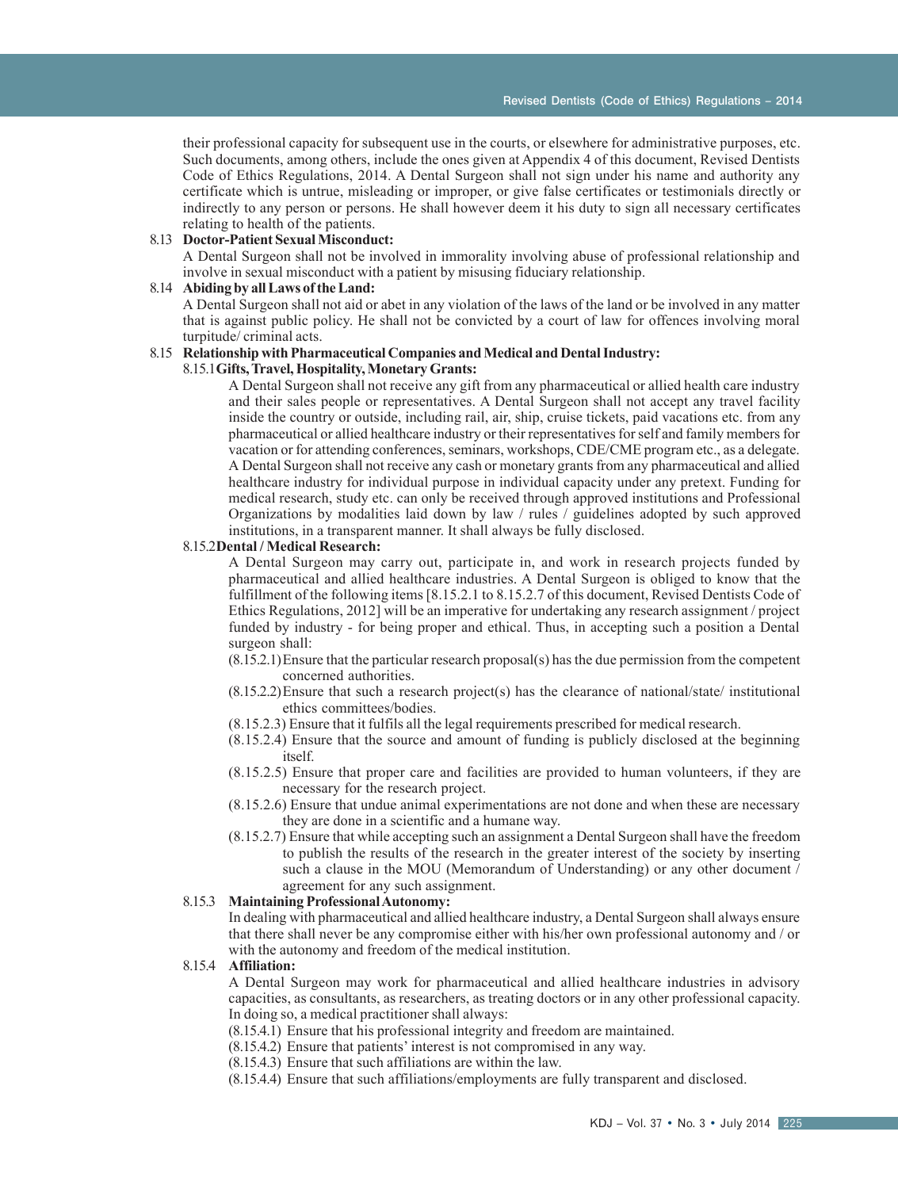their professional capacity for subsequent use in the courts, or elsewhere for administrative purposes, etc. Such documents, among others, include the ones given at Appendix 4 of this document, Revised Dentists Code of Ethics Regulations, 2014. A Dental Surgeon shall not sign under his name and authority any certificate which is untrue, misleading or improper, or give false certificates or testimonials directly or indirectly to any person or persons. He shall however deem it his duty to sign all necessary certificates relating to health of the patients.

8.13 **Doctor-Patient Sexual Misconduct:**

A Dental Surgeon shall not be involved in immorality involving abuse of professional relationship and involve in sexual misconduct with a patient by misusing fiduciary relationship.

8.14 **Abiding by all Laws of the Land:**

A Dental Surgeon shall not aid or abet in any violation of the laws of the land or be involved in any matter that is against public policy. He shall not be convicted by a court of law for offences involving moral turpitude/ criminal acts.

8.15 **Relationship with Pharmaceutical Companies and Medical and Dental Industry:**

8.15.1 **Gifts, Travel, Hospitality, Monetary Grants:**

A Dental Surgeon shall not receive any gift from any pharmaceutical or allied health care industry and their sales people or representatives. A Dental Surgeon shall not accept any travel facility inside the country or outside, including rail, air, ship, cruise tickets, paid vacations etc. from any pharmaceutical or allied healthcare industry or their representatives for self and family members for vacation or for attending conferences, seminars, workshops, CDE/CME program etc., as a delegate. A Dental Surgeon shall not receive any cash or monetary grants from any pharmaceutical and allied healthcare industry for individual purpose in individual capacity under any pretext. Funding for medical research, study etc. can only be received through approved institutions and Professional Organizations by modalities laid down by law / rules / guidelines adopted by such approved institutions, in a transparent manner. It shall always be fully disclosed.

8.15.2 **Dental / Medical Research:**

A Dental Surgeon may carry out, participate in, and work in research projects funded by pharmaceutical and allied healthcare industries. A Dental Surgeon is obliged to know that the fulfillment of the following items [8.15.2.1 to 8.15.2.7 of this document, Revised Dentists Code of Ethics Regulations, 2012] will be an imperative for undertaking any research assignment / project funded by industry - for being proper and ethical. Thus, in accepting such a position a Dental surgeon shall:

(8.15.2.1) Ensure that the particular research proposal(s) has the due permission from the competent concerned authorities.

(8.15.2.2) Ensure that such a research project(s) has the clearance of national/state/ institutional ethics committees/bodies.

(8.15.2.3) Ensure that it fulfils all the legal requirements prescribed for medical research.

(8.15.2.4) Ensure that the source and amount of funding is publicly disclosed at the beginning itself.

(8.15.2.5) Ensure that proper care and facilities are provided to human volunteers, if they are necessary for the research project.

(8.15.2.6) Ensure that undue animal experimentations are not done and when these are necessary they are done in a scientific and a humane way.

(8.15.2.7) Ensure that while accepting such an assignment a Dental Surgeon shall have the freedom to publish the results of the research in the greater interest of the society by inserting such a clause in the MOU (Memorandum of Understanding) or any other document / agreement for any such assignment.

8.15.3 **Maintaining Professional Autonomy:**

In dealing with pharmaceutical and allied healthcare industry, a Dental Surgeon shall always ensure that there shall never be any compromise either with his/her own professional autonomy and / or with the autonomy and freedom of the medical institution.

8.15.4 **Affiliation:**

A Dental Surgeon may work for pharmaceutical and allied healthcare industries in advisory capacities, as consultants, as researchers, as treating doctors or in any other professional capacity. In doing so, a medical practitioner shall always:

(8.15.4.1) Ensure that his professional integrity and freedom are maintained.

(8.15.4.2) Ensure that patients' interest is not compromised in any way.

(8.15.4.3) Ensure that such affiliations are within the law.

(8.15.4.4) Ensure that such affiliations/employments are fully transparent and disclosed.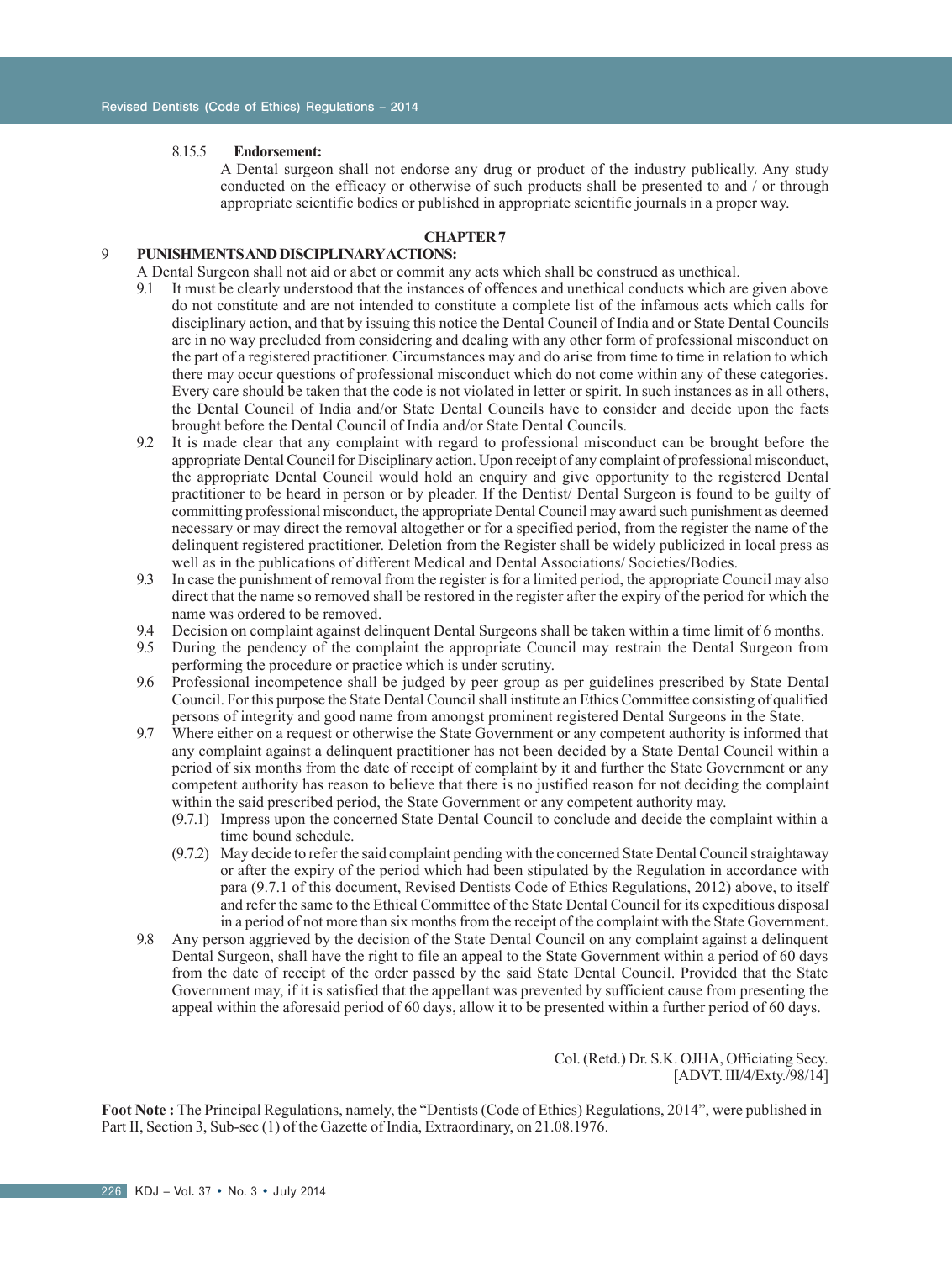8.15.5 **Endorsement:**

A Dental surgeon shall not endorse any drug or product of the industry publically. Any study conducted on the efficacy or otherwise of such products shall be presented to and / or through appropriate scientific bodies or published in appropriate scientific journals in a proper way.

## CHAPTER 7

## 9 PUNISHMENTS AND DISCIPLINARY ACTIONS:

A Dental Surgeon shall not aid or abet or commit any acts which shall be construed as unethical.

9.1 It must be clearly understood that the instances of offences and unethical conducts which are given above do not constitute and are not intended to constitute a complete list of the infamous acts which calls for disciplinary action, and that by issuing this notice the Dental Council of India and or State Dental Councils are in no way precluded from considering and dealing with any other form of professional misconduct on the part of a registered practitioner. Circumstances may and do arise from time to time in relation to which there may occur questions of professional misconduct which do not come within any of these categories. Every care should be taken that the code is not violated in letter or spirit. In such instances as in all others, the Dental Council of India and/or State Dental Councils have to consider and decide upon the facts brought before the Dental Council of India and/or State Dental Councils.

9.2 It is made clear that any complaint with regard to professional misconduct can be brought before the appropriate Dental Council for Disciplinary action. Upon receipt of any complaint of professional misconduct, the appropriate Dental Council would hold an enquiry and give opportunity to the registered Dental practitioner to be heard in person or by pleader. If the Dentist/ Dental Surgeon is found to be guilty of committing professional misconduct, the appropriate Dental Council may award such punishment as deemed necessary or may direct the removal altogether or for a specified period, from the register the name of the delinquent registered practitioner. Deletion from the Register shall be widely publicized in local press as well as in the publications of different Medical and Dental Associations/ Societies/Bodies.

9.3 In case the punishment of removal from the register is for a limited period, the appropriate Council may also direct that the name so removed shall be restored in the register after the expiry of the period for which the name was ordered to be removed.

9.4 Decision on complaint against delinquent Dental Surgeons shall be taken within a time limit of 6 months.

9.5 During the pendency of the complaint the appropriate Council may restrain the Dental Surgeon from performing the procedure or practice which is under scrutiny.

9.6 Professional incompetence shall be judged by peer group as per guidelines prescribed by State Dental Council. For this purpose the State Dental Council shall institute an Ethics Committee consisting of qualified persons of integrity and good name from amongst prominent registered Dental Surgeons in the State.

9.7 Where either on a request or otherwise the State Government or any competent authority is informed that any complaint against a delinquent practitioner has not been decided by a State Dental Council within a period of six months from the date of receipt of complaint by it and further the State Government or any competent authority has reason to believe that there is no justified reason for not deciding the complaint within the said prescribed period, the State Government or any competent authority may.

(9.7.1) Impress upon the concerned State Dental Council to conclude and decide the complaint within a time bound schedule.

(9.7.2) May decide to refer the said complaint pending with the concerned State Dental Council straightaway or after the expiry of the period which had been stipulated by the Regulation in accordance with para (9.7.1 of this document, Revised Dentists Code of Ethics Regulations, 2012) above, to itself and refer the same to the Ethical Committee of the State Dental Council for its expeditious disposal in a period of not more than six months from the receipt of the complaint with the State Government.

9.8 Any person aggrieved by the decision of the State Dental Council on any complaint against a delinquent Dental Surgeon, shall have the right to file an appeal to the State Government within a period of 60 days from the date of receipt of the order passed by the said State Dental Council. Provided that the State Government may, if it is satisfied that the appellant was prevented by sufficient cause from presenting the appeal within the aforesaid period of 60 days, allow it to be presented within a further period of 60 days.

Col. (Retd.) Dr. S.K. OJHA, Officiating Secy.
[ADVT. III/4/Exty./98/14]

**Foot Note :** The Principal Regulations, namely, the "Dentists (Code of Ethics) Regulations, 2014", were published in Part II, Section 3, Sub-sec (1) of the Gazette of India, Extraordinary, on 21.08.1976.